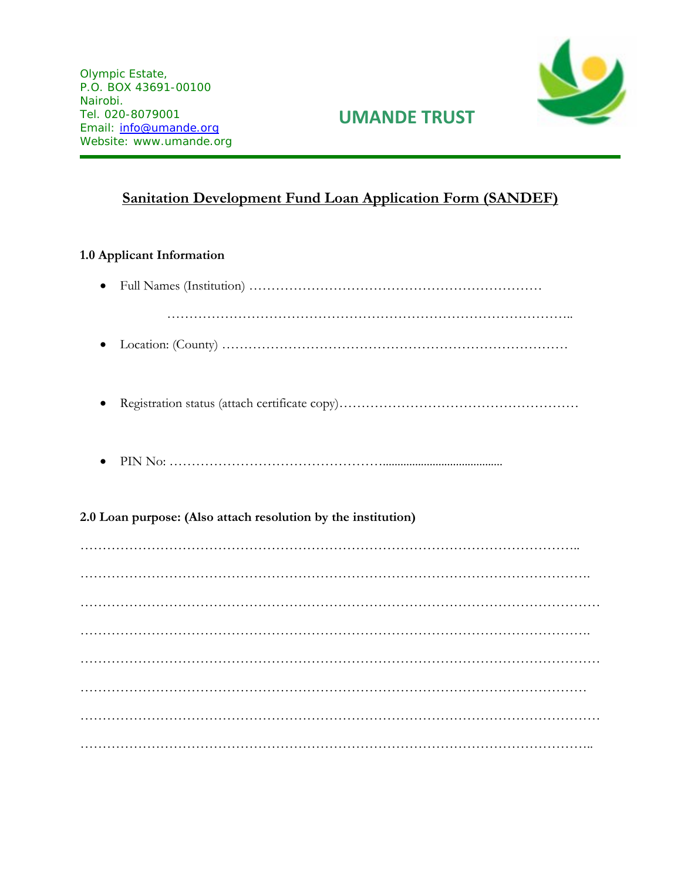Olympic Estate,
P.O. BOX 43691-00100
Nairobi.
Tel. 020-8079001
Email: info@umande.org
Website: www.umande.org

**UMANDE TRUST**

# Sanitation Development Fund Loan Application Form (SANDEF)

## 1.0 Applicant Information

- Full Names (Institution) …………………………………………………………

  ………………………………………………………………………………..

- Location: (County) …………………………………………………………………

- Registration status (attach certificate copy)………………………………………………

- PIN No: ………………………………………..........................................

## 2.0 Loan purpose: (Also attach resolution by the institution)

………………………………………………………………………………………………..

……………………………………………………………………………………………….

…………………………………………………………………………………………………

……………………………………………………………………………………………….

…………………………………………………………………………………………………

………………………………………………………………………………………………

…………………………………………………………………………………………………

………………………………………………………………………………………………..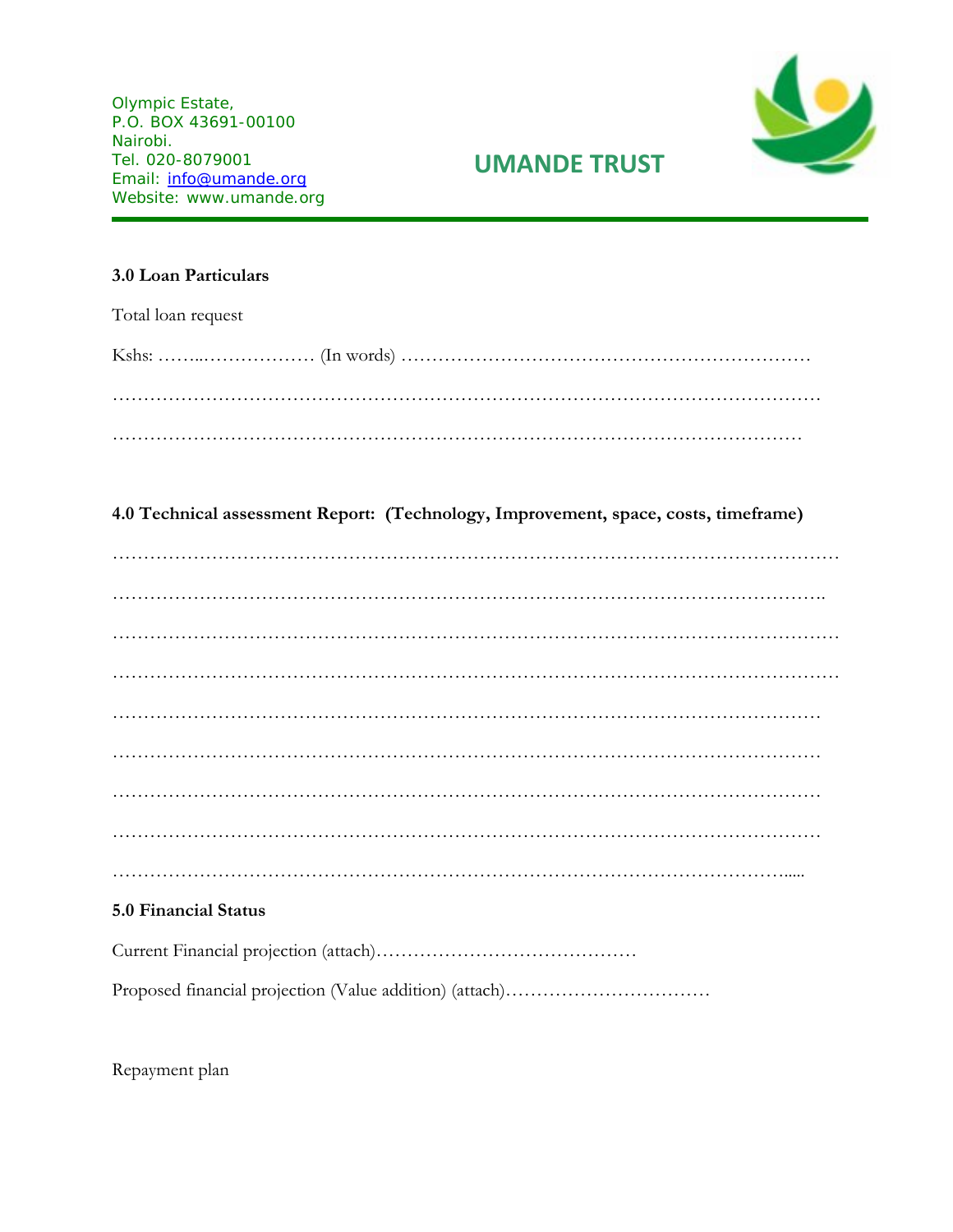Olympic Estate,
P.O. BOX 43691-00100
Nairobi.
Tel. 020-8079001
Email: info@umande.org
Website: www.umande.org

**UMANDE TRUST**

---

**3.0 Loan Particulars**

Total loan request

Kshs: ……..……………… (In words) …………………………………………………………

……………………………………………………………………………………………………

……………………………………………………………………………………………………

**4.0 Technical assessment Report: (Technology, Improvement, space, costs, timeframe)**

……………………………………………………………………………………………………

……………………………………………………………………………………………………

……………………………………………………………………………………………………

……………………………………………………………………………………………………

……………………………………………………………………………………………………

……………………………………………………………………………………………………

……………………………………………………………………………………………………

……………………………………………………………………………………………………

…………………………………………………………………………………………………....

**5.0 Financial Status**

Current Financial projection (attach)……………………………………

Proposed financial projection (Value addition) (attach)……………………………

Repayment plan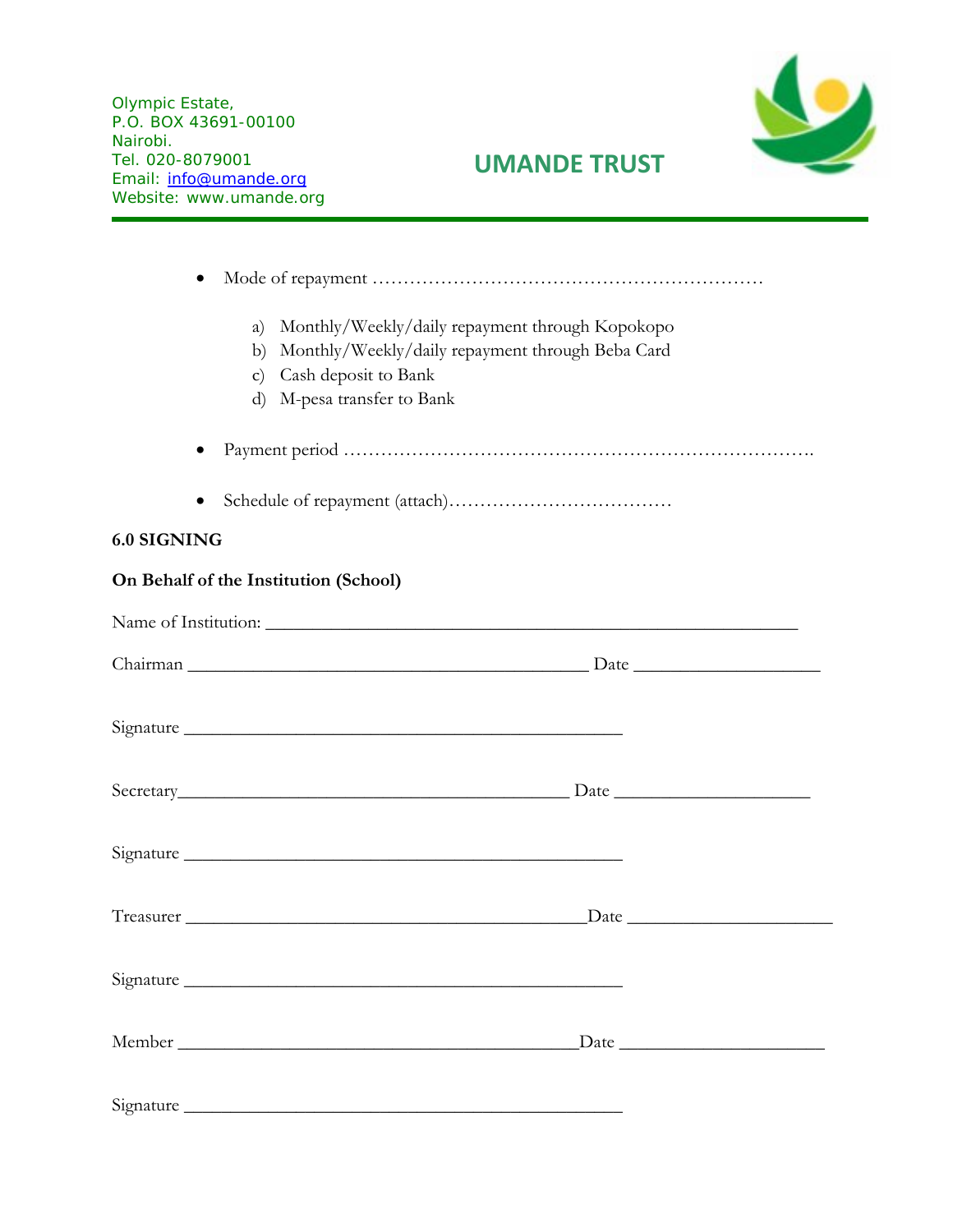- Mode of repayment ………………………………………………………

  a) Monthly/Weekly/daily repayment through Kopokopo
  b) Monthly/Weekly/daily repayment through Beba Card
  c) Cash deposit to Bank
  d) M-pesa transfer to Bank

- Payment period ………………………………………………………………….

- Schedule of repayment (attach)………………………………

## 6.0 SIGNING

**On Behalf of the Institution (School)**

Name of Institution: ___________________________________________________________

Chairman ______________________________________________ Date _____________________

Signature __________________________________________________

Secretary______________________________________________ Date ______________________

Signature __________________________________________________

Treasurer ______________________________________________Date _______________________

Signature __________________________________________________

Member _______________________________________________Date _______________________

Signature __________________________________________________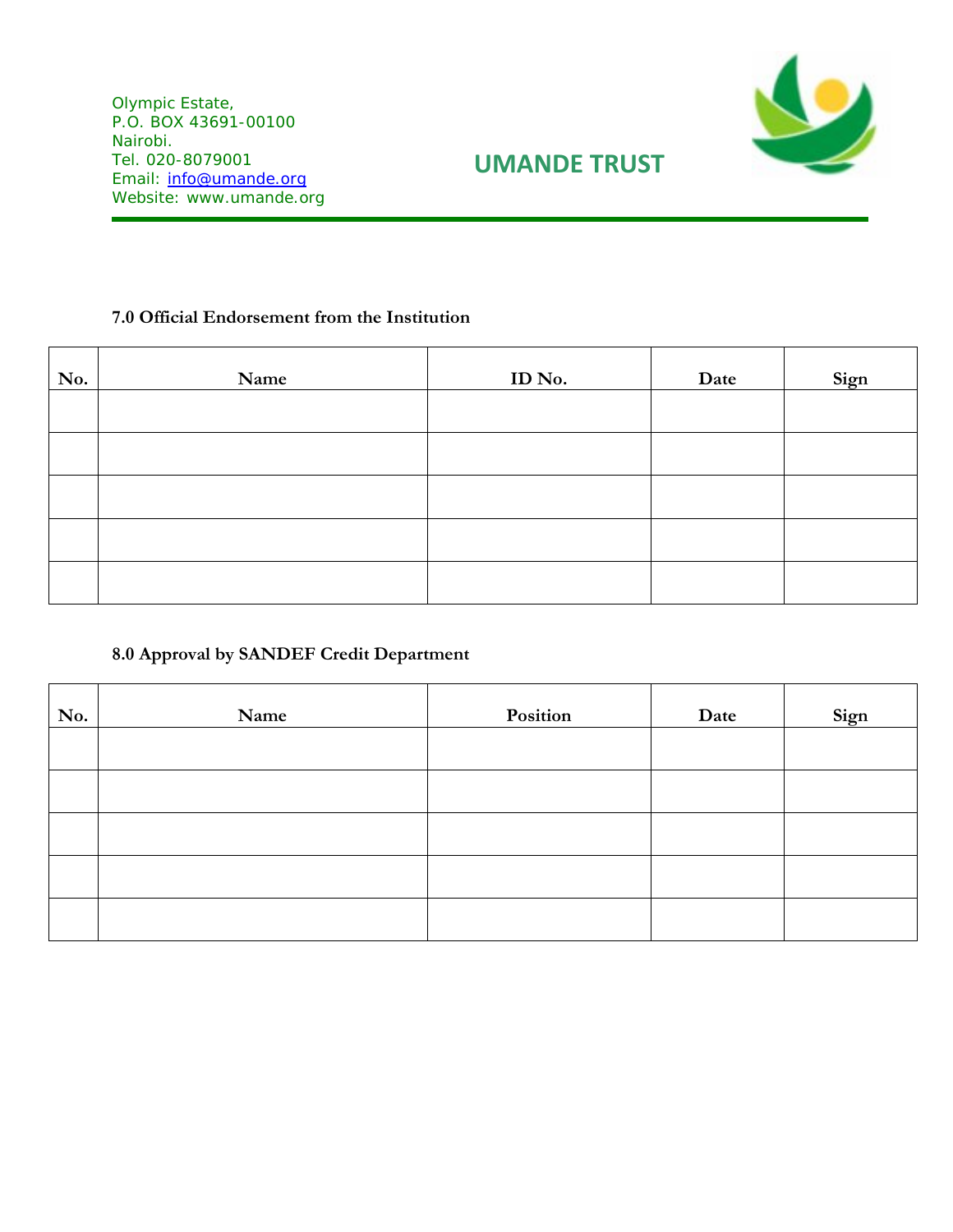Olympic Estate,
P.O. BOX 43691-00100
Nairobi.
Tel. 020-8079001
Email: info@umande.org
Website: www.umande.org

**UMANDE TRUST**

### 7.0 Official Endorsement from the Institution

| No. | Name | ID No. | Date | Sign |
|---|---|---|---|---|
| | | | | |
| | | | | |
| | | | | |
| | | | | |
| | | | | |

### 8.0 Approval by SANDEF Credit Department

| No. | Name | Position | Date | Sign |
|---|---|---|---|---|
| | | | | |
| | | | | |
| | | | | |
| | | | | |
| | | | | |